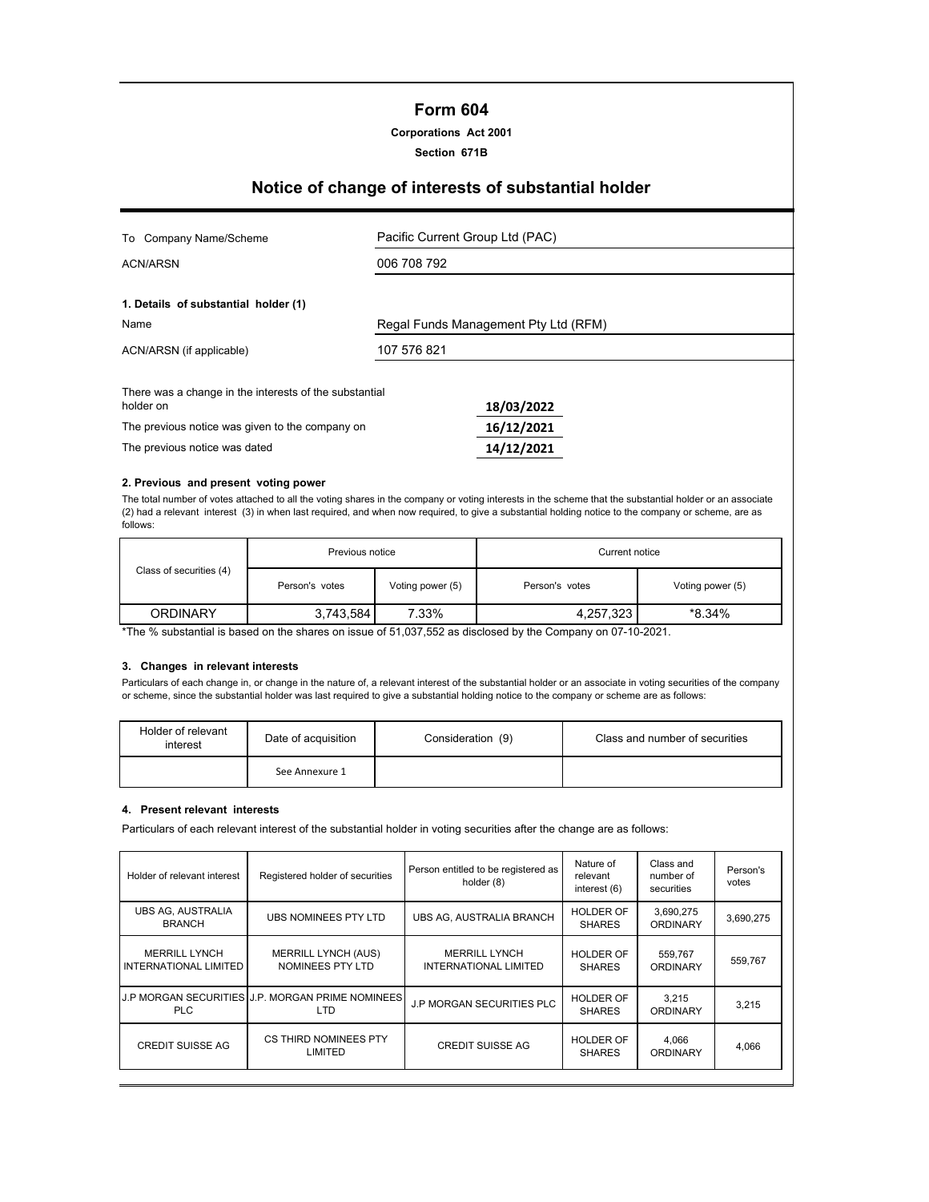# Form 604

**Corporations Act 2001**

**Section 671B**

## Notice of change of interests of substantial holder

| | |
|---|---|
| To Company Name/Scheme | Pacific Current Group Ltd (PAC) |
| ACN/ARSN | 006 708 792 |

**1. Details of substantial holder (1)**

| | |
|---|---|
| Name | Regal Funds Management Pty Ltd (RFM) |
| ACN/ARSN (if applicable) | 107 576 821 |

| | |
|---|---|
| There was a change in the interests of the substantial holder on | 18/03/2022 |
| The previous notice was given to the company on | 16/12/2021 |
| The previous notice was dated | 14/12/2021 |

**2. Previous and present voting power**

The total number of votes attached to all the voting shares in the company or voting interests in the scheme that the substantial holder or an associate (2) had a relevant interest (3) in when last required, and when now required, to give a substantial holding notice to the company or scheme, are as follows:

| Class of securities (4) | Previous notice | | Current notice | |
|---|---|---|---|---|
| | Person's votes | Voting power (5) | Person's votes | Voting power (5) |
| ORDINARY | 3,743,584 | 7.33% | 4,257,323 | *8.34% |

*The % substantial is based on the shares on issue of 51,037,552 as disclosed by the Company on 07-10-2021.

**3. Changes in relevant interests**

Particulars of each change in, or change in the nature of, a relevant interest of the substantial holder or an associate in voting securities of the company or scheme, since the substantial holder was last required to give a substantial holding notice to the company or scheme are as follows:

| Holder of relevant interest | Date of acquisition | Consideration (9) | Class and number of securities |
|---|---|---|---|
| | See Annexure 1 | | |

**4. Present relevant interests**

Particulars of each relevant interest of the substantial holder in voting securities after the change are as follows:

| Holder of relevant interest | Registered holder of securities | Person entitled to be registered as holder (8) | Nature of relevant interest (6) | Class and number of securities | Person's votes |
|---|---|---|---|---|---|
| UBS AG, AUSTRALIA BRANCH | UBS NOMINEES PTY LTD | UBS AG, AUSTRALIA BRANCH | HOLDER OF SHARES | 3,690,275 ORDINARY | 3,690,275 |
| MERRILL LYNCH INTERNATIONAL LIMITED | MERRILL LYNCH (AUS) NOMINEES PTY LTD | MERRILL LYNCH INTERNATIONAL LIMITED | HOLDER OF SHARES | 559,767 ORDINARY | 559,767 |
| J.P MORGAN SECURITIES PLC | J.P. MORGAN PRIME NOMINEES LTD | J.P MORGAN SECURITIES PLC | HOLDER OF SHARES | 3,215 ORDINARY | 3,215 |
| CREDIT SUISSE AG | CS THIRD NOMINEES PTY LIMITED | CREDIT SUISSE AG | HOLDER OF SHARES | 4,066 ORDINARY | 4,066 |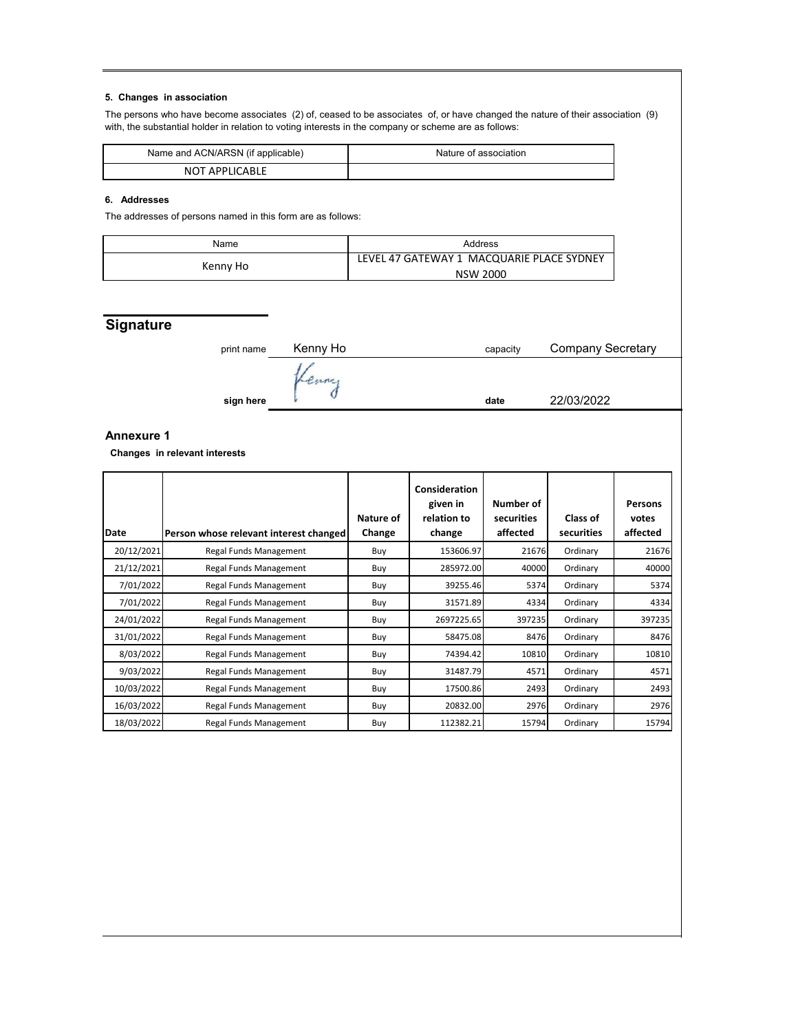### 5. Changes in association

The persons who have become associates (2) of, ceased to be associates of, or have changed the nature of their association (9) with, the substantial holder in relation to voting interests in the company or scheme are as follows:

| Name and ACN/ARSN (if applicable) | Nature of association |
|---|---|
| NOT APPLICABLE | |

### 6. Addresses

The addresses of persons named in this form are as follows:

| Name | Address |
|---|---|
| Kenny Ho | LEVEL 47 GATEWAY 1 MACQUARIE PLACE SYDNEY NSW 2000 |

## Signature

print name Kenny Ho capacity Company Secretary

sign here date 22/03/2022

## Annexure 1

**Changes in relevant interests**

| Date | Person whose relevant interest changed | Nature of Change | Consideration given in relation to change | Number of securities affected | Class of securities | Persons votes affected |
|---|---|---|---|---|---|---|
| 20/12/2021 | Regal Funds Management | Buy | 153606.97 | 21676 | Ordinary | 21676 |
| 21/12/2021 | Regal Funds Management | Buy | 285972.00 | 40000 | Ordinary | 40000 |
| 7/01/2022 | Regal Funds Management | Buy | 39255.46 | 5374 | Ordinary | 5374 |
| 7/01/2022 | Regal Funds Management | Buy | 31571.89 | 4334 | Ordinary | 4334 |
| 24/01/2022 | Regal Funds Management | Buy | 2697225.65 | 397235 | Ordinary | 397235 |
| 31/01/2022 | Regal Funds Management | Buy | 58475.08 | 8476 | Ordinary | 8476 |
| 8/03/2022 | Regal Funds Management | Buy | 74394.42 | 10810 | Ordinary | 10810 |
| 9/03/2022 | Regal Funds Management | Buy | 31487.79 | 4571 | Ordinary | 4571 |
| 10/03/2022 | Regal Funds Management | Buy | 17500.86 | 2493 | Ordinary | 2493 |
| 16/03/2022 | Regal Funds Management | Buy | 20832.00 | 2976 | Ordinary | 2976 |
| 18/03/2022 | Regal Funds Management | Buy | 112382.21 | 15794 | Ordinary | 15794 |